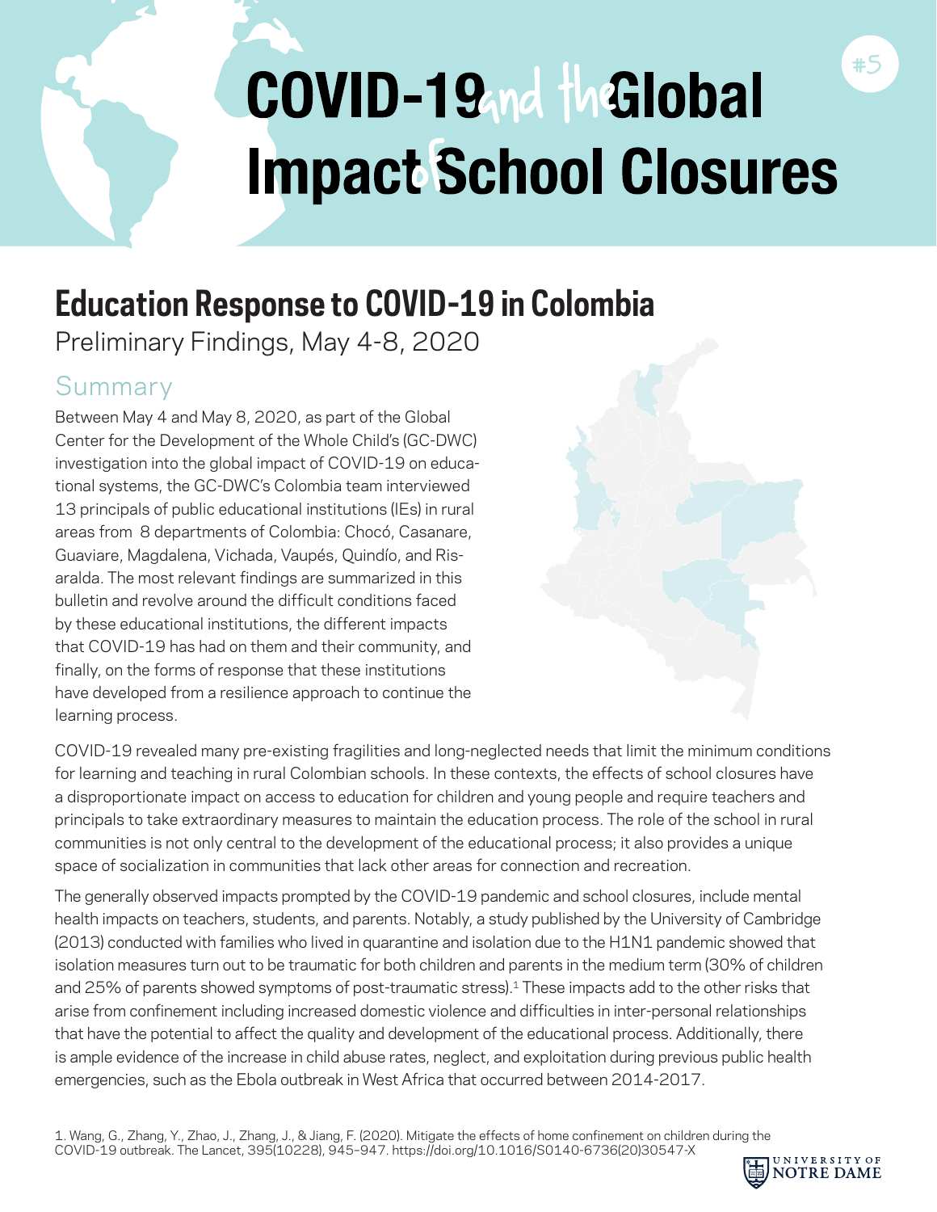# COVID-19 and the Global Impact of School Closures

#5

## Education Response to COVID-19 in Colombia

Preliminary Findings, May 4-8, 2020

### Summary

Between May 4 and May 8, 2020, as part of the Global Center for the Development of the Whole Child's (GC-DWC) investigation into the global impact of COVID-19 on educational systems, the GC-DWC's Colombia team interviewed 13 principals of public educational institutions (IEs) in rural areas from 8 departments of Colombia: Chocó, Casanare, Guaviare, Magdalena, Vichada, Vaupés, Quindío, and Risaralda. The most relevant findings are summarized in this bulletin and revolve around the difficult conditions faced by these educational institutions, the different impacts that COVID-19 has had on them and their community, and finally, on the forms of response that these institutions have developed from a resilience approach to continue the learning process.

COVID-19 revealed many pre-existing fragilities and long-neglected needs that limit the minimum conditions for learning and teaching in rural Colombian schools. In these contexts, the effects of school closures have a disproportionate impact on access to education for children and young people and require teachers and principals to take extraordinary measures to maintain the education process. The role of the school in rural communities is not only central to the development of the educational process; it also provides a unique space of socialization in communities that lack other areas for connection and recreation.

The generally observed impacts prompted by the COVID-19 pandemic and school closures, include mental health impacts on teachers, students, and parents. Notably, a study published by the University of Cambridge (2013) conducted with families who lived in quarantine and isolation due to the H1N1 pandemic showed that isolation measures turn out to be traumatic for both children and parents in the medium term (30% of children and 25% of parents showed symptoms of post-traumatic stress).[1] These impacts add to the other risks that arise from confinement including increased domestic violence and difficulties in inter-personal relationships that have the potential to affect the quality and development of the educational process. Additionally, there is ample evidence of the increase in child abuse rates, neglect, and exploitation during previous public health emergencies, such as the Ebola outbreak in West Africa that occurred between 2014-2017.

1. Wang, G., Zhang, Y., Zhao, J., Zhang, J., & Jiang, F. (2020). Mitigate the effects of home confinement on children during the COVID-19 outbreak. The Lancet, 395(10228), 945–947. https://doi.org/10.1016/S0140-6736(20)30547-X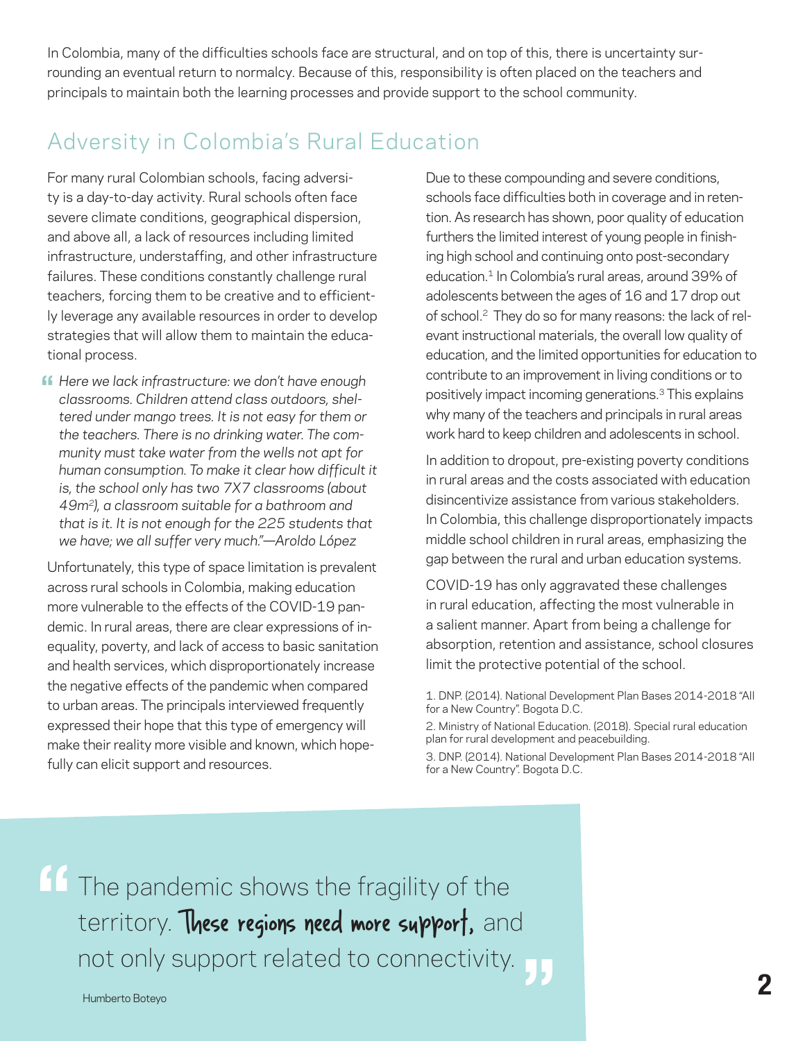In Colombia, many of the difficulties schools face are structural, and on top of this, there is uncertainty surrounding an eventual return to normalcy. Because of this, responsibility is often placed on the teachers and principals to maintain both the learning processes and provide support to the school community.

## Adversity in Colombia's Rural Education

For many rural Colombian schools, facing adversity is a day-to-day activity. Rural schools often face severe climate conditions, geographical dispersion, and above all, a lack of resources including limited infrastructure, understaffing, and other infrastructure failures. These conditions constantly challenge rural teachers, forcing them to be creative and to efficiently leverage any available resources in order to develop strategies that will allow them to maintain the educational process.

> *"Here we lack infrastructure: we don't have enough classrooms. Children attend class outdoors, sheltered under mango trees. It is not easy for them or the teachers. There is no drinking water. The community must take water from the wells not apt for human consumption. To make it clear how difficult it is, the school only has two 7X7 classrooms (about 49m²), a classroom suitable for a bathroom and that is it. It is not enough for the 225 students that we have; we all suffer very much."—Aroldo López*

Unfortunately, this type of space limitation is prevalent across rural schools in Colombia, making education more vulnerable to the effects of the COVID-19 pandemic. In rural areas, there are clear expressions of inequality, poverty, and lack of access to basic sanitation and health services, which disproportionately increase the negative effects of the pandemic when compared to urban areas. The principals interviewed frequently expressed their hope that this type of emergency will make their reality more visible and known, which hopefully can elicit support and resources.

Due to these compounding and severe conditions, schools face difficulties both in coverage and in retention. As research has shown, poor quality of education furthers the limited interest of young people in finishing high school and continuing onto post-secondary education.[1] In Colombia's rural areas, around 39% of adolescents between the ages of 16 and 17 drop out of school.[2] They do so for many reasons: the lack of relevant instructional materials, the overall low quality of education, and the limited opportunities for education to contribute to an improvement in living conditions or to positively impact incoming generations.[3] This explains why many of the teachers and principals in rural areas work hard to keep children and adolescents in school.

In addition to dropout, pre-existing poverty conditions in rural areas and the costs associated with education disincentivize assistance from various stakeholders. In Colombia, this challenge disproportionately impacts middle school children in rural areas, emphasizing the gap between the rural and urban education systems.

COVID-19 has only aggravated these challenges in rural education, affecting the most vulnerable in a salient manner. Apart from being a challenge for absorption, retention and assistance, school closures limit the protective potential of the school.

1. DNP. (2014). National Development Plan Bases 2014-2018 "All for a New Country". Bogota D.C.
2. Ministry of National Education. (2018). Special rural education plan for rural development and peacebuilding.
3. DNP. (2014). National Development Plan Bases 2014-2018 "All for a New Country". Bogota D.C.

> "The pandemic shows the fragility of the territory. **These regions need more support,** and not only support related to connectivity."
>
> Humberto Boteyo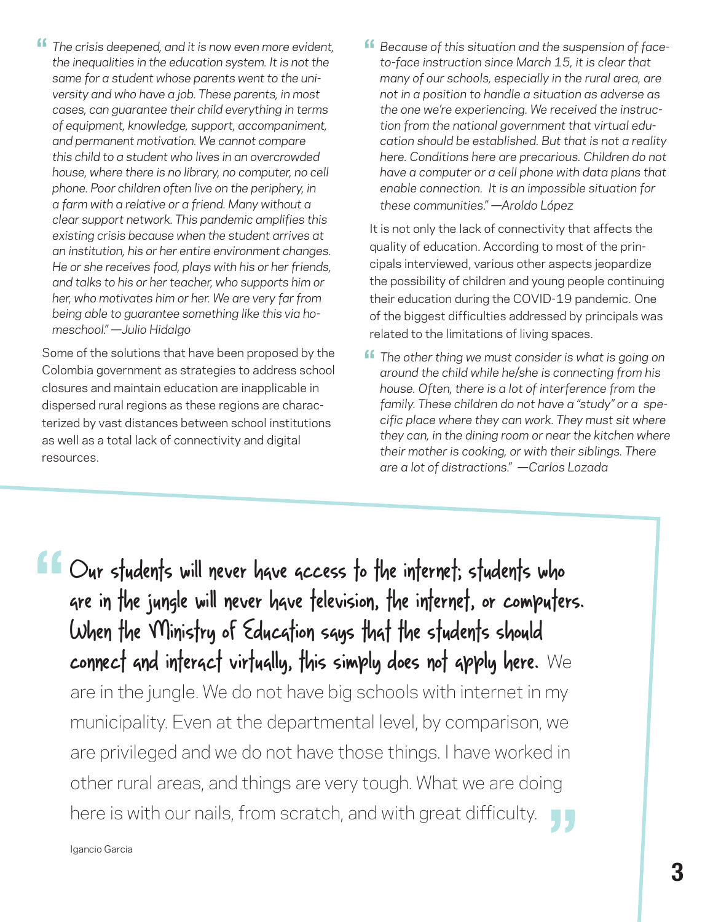> *"The crisis deepened, and it is now even more evident, the inequalities in the education system. It is not the same for a student whose parents went to the university and who have a job. These parents, in most cases, can guarantee their child everything in terms of equipment, knowledge, support, accompaniment, and permanent motivation. We cannot compare this child to a student who lives in an overcrowded house, where there is no library, no computer, no cell phone. Poor children often live on the periphery, in a farm with a relative or a friend. Many without a clear support network. This pandemic amplifies this existing crisis because when the student arrives at an institution, his or her entire environment changes. He or she receives food, plays with his or her friends, and talks to his or her teacher, who supports him or her, who motivates him or her. We are very far from being able to guarantee something like this via homeschool." —Julio Hidalgo*

Some of the solutions that have been proposed by the Colombia government as strategies to address school closures and maintain education are inapplicable in dispersed rural regions as these regions are characterized by vast distances between school institutions as well as a total lack of connectivity and digital resources.

> *"Because of this situation and the suspension of face-to-face instruction since March 15, it is clear that many of our schools, especially in the rural area, are not in a position to handle a situation as adverse as the one we're experiencing. We received the instruction from the national government that virtual education should be established. But that is not a reality here. Conditions here are precarious. Children do not have a computer or a cell phone with data plans that enable connection. It is an impossible situation for these communities." —Aroldo López*

It is not only the lack of connectivity that affects the quality of education. According to most of the principals interviewed, various other aspects jeopardize the possibility of children and young people continuing their education during the COVID-19 pandemic. One of the biggest difficulties addressed by principals was related to the limitations of living spaces.

> *"The other thing we must consider is what is going on around the child while he/she is connecting from his house. Often, there is a lot of interference from the family. These children do not have a "study" or a specific place where they can work. They must sit where they can, in the dining room or near the kitchen where their mother is cooking, or with their siblings. There are a lot of distractions." —Carlos Lozada*

> "**Our students will never have access to the internet; students who are in the jungle will never have television, the internet, or computers. When the Ministry of Education says that the students should connect and interact virtually, this simply does not apply here.** We are in the jungle. We do not have big schools with internet in my municipality. Even at the departmental level, by comparison, we are privileged and we do not have those things. I have worked in other rural areas, and things are very tough. What we are doing here is with our nails, from scratch, and with great difficulty."

Igancio Garcia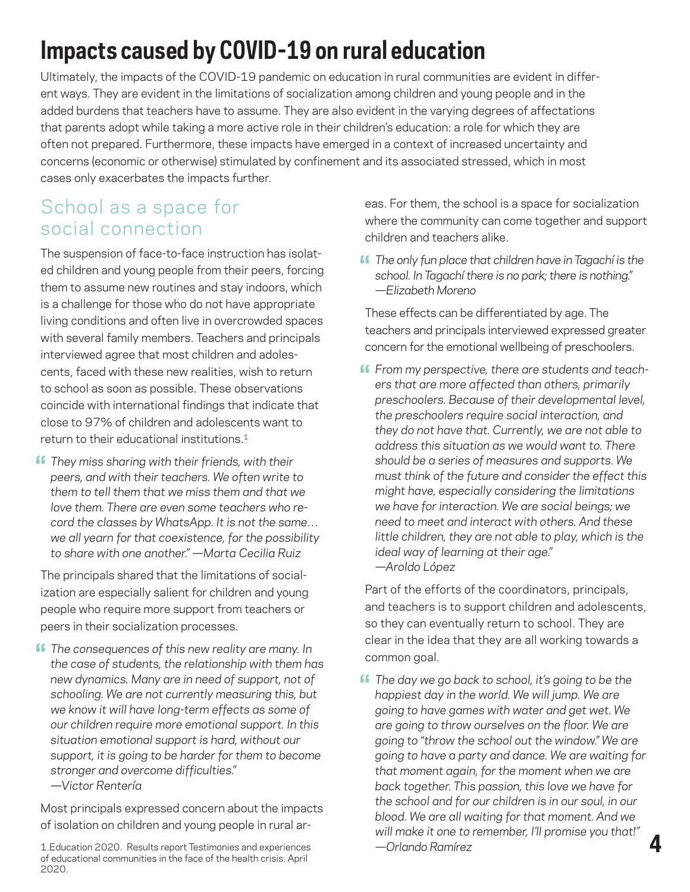# Impacts caused by COVID-19 on rural education

Ultimately, the impacts of the COVID-19 pandemic on education in rural communities are evident in different ways. They are evident in the limitations of socialization among children and young people and in the added burdens that teachers have to assume. They are also evident in the varying degrees of affectations that parents adopt while taking a more active role in their children's education: a role for which they are often not prepared. Furthermore, these impacts have emerged in a context of increased uncertainty and concerns (economic or otherwise) stimulated by confinement and its associated stressed, which in most cases only exacerbates the impacts further.

## School as a space for social connection

The suspension of face-to-face instruction has isolated children and young people from their peers, forcing them to assume new routines and stay indoors, which is a challenge for those who do not have appropriate living conditions and often live in overcrowded spaces with several family members. Teachers and principals interviewed agree that most children and adolescents, faced with these new realities, wish to return to school as soon as possible. These observations coincide with international findings that indicate that close to 97% of children and adolescents want to return to their educational institutions.[1]

> *They miss sharing with their friends, with their peers, and with their teachers. We often write to them to tell them that we miss them and that we love them. There are even some teachers who record the classes by WhatsApp. It is not the same… we all yearn for that coexistence, for the possibility to share with one another." —Marta Cecilia Ruiz*

The principals shared that the limitations of socialization are especially salient for children and young people who require more support from teachers or peers in their socialization processes.

> *The consequences of this new reality are many. In the case of students, the relationship with them has new dynamics. Many are in need of support, not of schooling. We are not currently measuring this, but we know it will have long-term effects as some of our children require more emotional support. In this situation emotional support is hard, without our support, it is going to be harder for them to become stronger and overcome difficulties."*
> *—Victor Rentería*

Most principals expressed concern about the impacts of isolation on children and young people in rural areas. For them, the school is a space for socialization where the community can come together and support children and teachers alike.

> *The only fun place that children have in Tagachí is the school. In Tagachí there is no park; there is nothing."*
> *—Elizabeth Moreno*

These effects can be differentiated by age. The teachers and principals interviewed expressed greater concern for the emotional wellbeing of preschoolers.

> *From my perspective, there are students and teachers that are more affected than others, primarily preschoolers. Because of their developmental level, the preschoolers require social interaction, and they do not have that. Currently, we are not able to address this situation as we would want to. There should be a series of measures and supports. We must think of the future and consider the effect this might have, especially considering the limitations we have for interaction. We are social beings; we need to meet and interact with others. And these little children, they are not able to play, which is the ideal way of learning at their age."*
> *—Aroldo López*

Part of the efforts of the coordinators, principals, and teachers is to support children and adolescents, so they can eventually return to school. They are clear in the idea that they are all working towards a common goal.

> *The day we go back to school, it's going to be the happiest day in the world. We will jump. We are going to have games with water and get wet. We are going to throw ourselves on the floor. We are going to "throw the school out the window." We are going to have a party and dance. We are waiting for that moment again, for the moment when we are back together. This passion, this love we have for the school and for our children is in our soul, in our blood. We are all waiting for that moment. And we will make it one to remember, I'll promise you that!"*
> *—Orlando Ramírez*

1.Education 2020. Results report Testimonies and experiences of educational communities in the face of the health crisis. April 2020.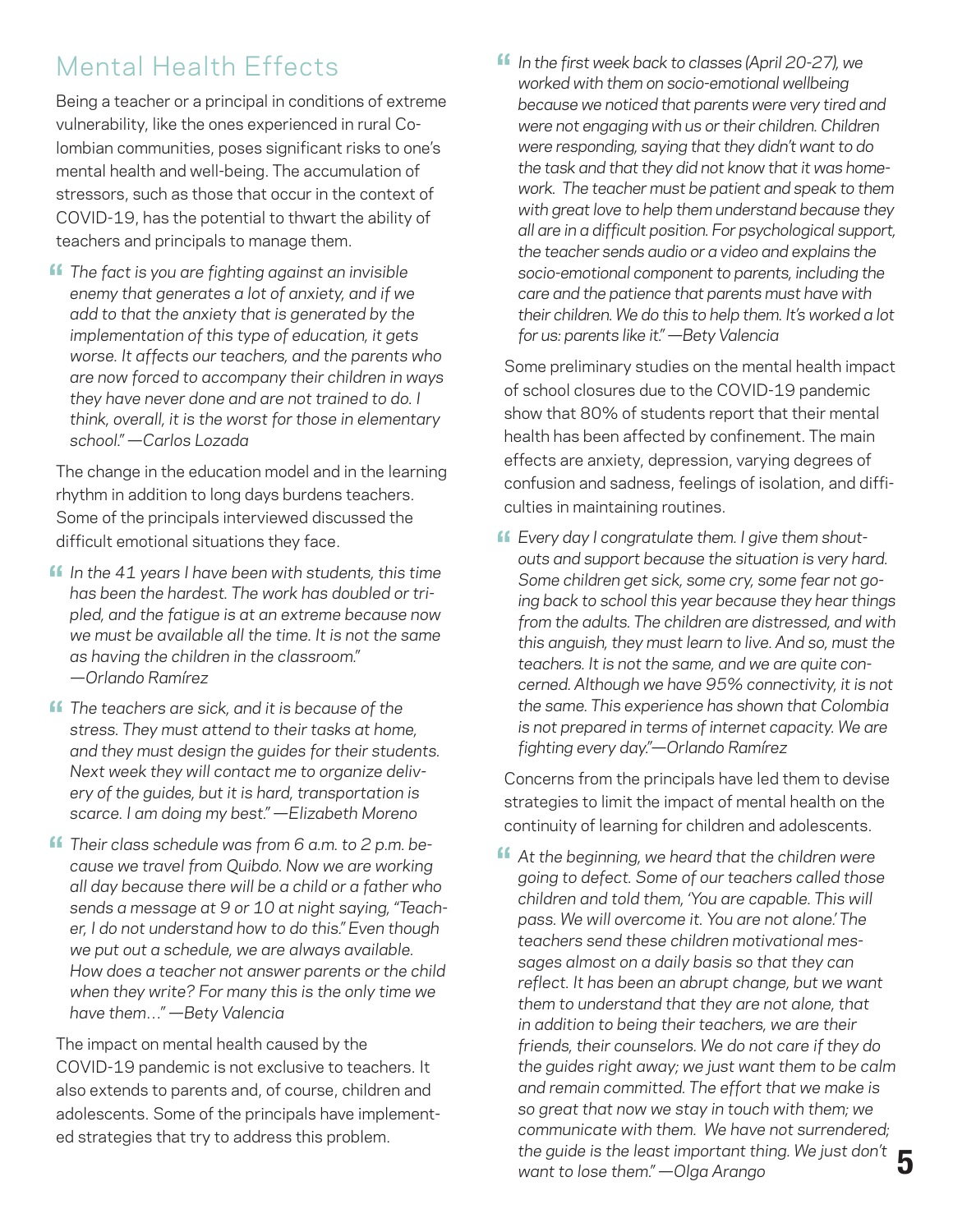## Mental Health Effects

Being a teacher or a principal in conditions of extreme vulnerability, like the ones experienced in rural Colombian communities, poses significant risks to one's mental health and well-being. The accumulation of stressors, such as those that occur in the context of COVID-19, has the potential to thwart the ability of teachers and principals to manage them.

> *The fact is you are fighting against an invisible enemy that generates a lot of anxiety, and if we add to that the anxiety that is generated by the implementation of this type of education, it gets worse. It affects our teachers, and the parents who are now forced to accompany their children in ways they have never done and are not trained to do. I think, overall, it is the worst for those in elementary school." —Carlos Lozada*

The change in the education model and in the learning rhythm in addition to long days burdens teachers. Some of the principals interviewed discussed the difficult emotional situations they face.

> *In the 41 years I have been with students, this time has been the hardest. The work has doubled or tripled, and the fatigue is at an extreme because now we must be available all the time. It is not the same as having the children in the classroom." —Orlando Ramírez*

> *The teachers are sick, and it is because of the stress. They must attend to their tasks at home, and they must design the guides for their students. Next week they will contact me to organize delivery of the guides, but it is hard, transportation is scarce. I am doing my best." —Elizabeth Moreno*

> *Their class schedule was from 6 a.m. to 2 p.m. because we travel from Quibdo. Now we are working all day because there will be a child or a father who sends a message at 9 or 10 at night saying, "Teacher, I do not understand how to do this." Even though we put out a schedule, we are always available. How does a teacher not answer parents or the child when they write? For many this is the only time we have them…" —Bety Valencia*

The impact on mental health caused by the COVID-19 pandemic is not exclusive to teachers. It also extends to parents and, of course, children and adolescents. Some of the principals have implemented strategies that try to address this problem.

> *In the first week back to classes (April 20-27), we worked with them on socio-emotional wellbeing because we noticed that parents were very tired and were not engaging with us or their children. Children were responding, saying that they didn't want to do the task and that they did not know that it was homework. The teacher must be patient and speak to them with great love to help them understand because they all are in a difficult position. For psychological support, the teacher sends audio or a video and explains the socio-emotional component to parents, including the care and the patience that parents must have with their children. We do this to help them. It's worked a lot for us: parents like it." —Bety Valencia*

Some preliminary studies on the mental health impact of school closures due to the COVID-19 pandemic show that 80% of students report that their mental health has been affected by confinement. The main effects are anxiety, depression, varying degrees of confusion and sadness, feelings of isolation, and difficulties in maintaining routines.

> *Every day I congratulate them. I give them shout-outs and support because the situation is very hard. Some children get sick, some cry, some fear not going back to school this year because they hear things from the adults. The children are distressed, and with this anguish, they must learn to live. And so, must the teachers. It is not the same, and we are quite concerned. Although we have 95% connectivity, it is not the same. This experience has shown that Colombia is not prepared in terms of internet capacity. We are fighting every day."—Orlando Ramírez*

Concerns from the principals have led them to devise strategies to limit the impact of mental health on the continuity of learning for children and adolescents.

> *At the beginning, we heard that the children were going to defect. Some of our teachers called those children and told them, 'You are capable. This will pass. We will overcome it. You are not alone.' The teachers send these children motivational messages almost on a daily basis so that they can reflect. It has been an abrupt change, but we want them to understand that they are not alone, that in addition to being their teachers, we are their friends, their counselors. We do not care if they do the guides right away; we just want them to be calm and remain committed. The effort that we make is so great that now we stay in touch with them; we communicate with them. We have not surrendered; the guide is the least important thing. We just don't want to lose them." —Olga Arango*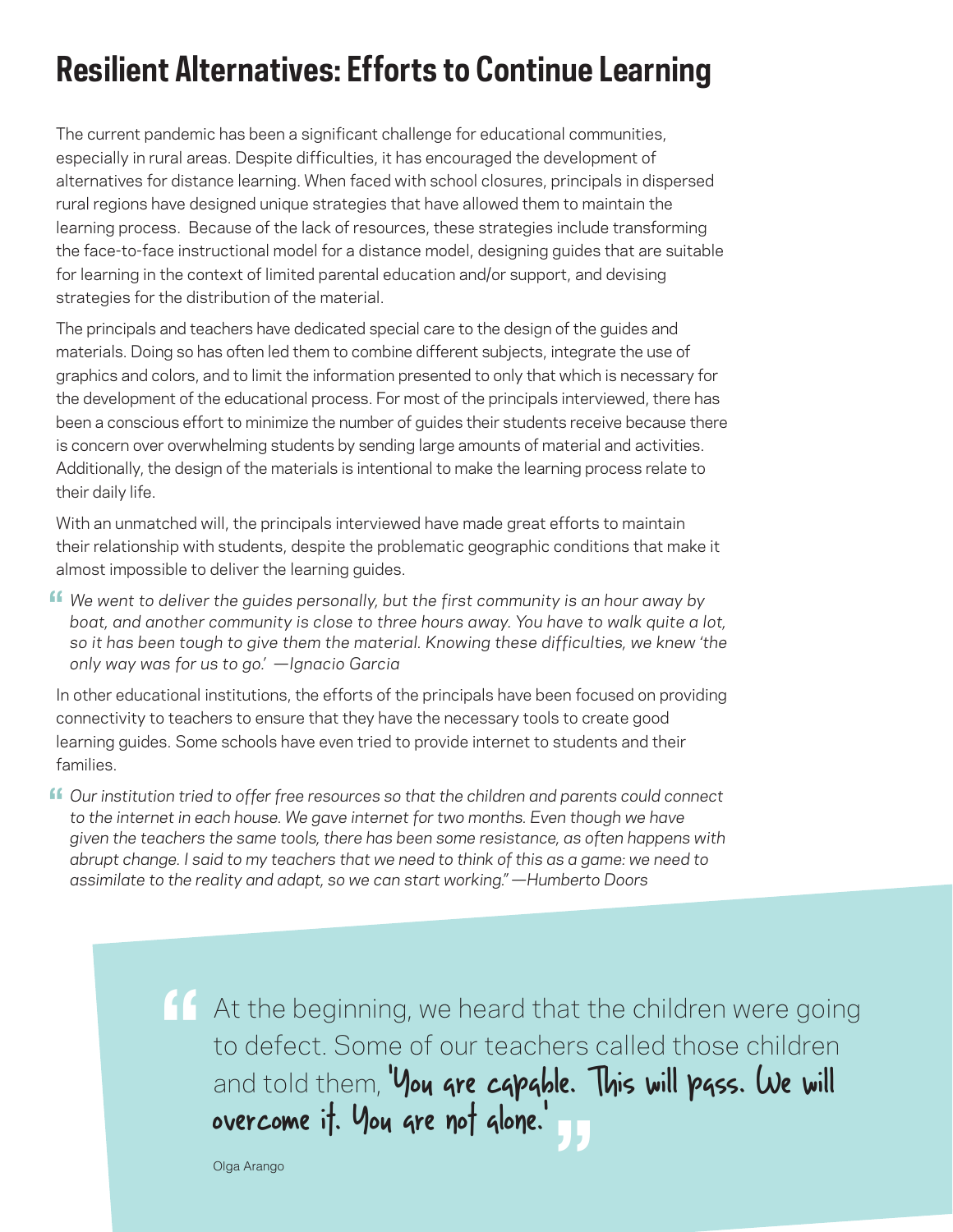# Resilient Alternatives: Efforts to Continue Learning

The current pandemic has been a significant challenge for educational communities, especially in rural areas. Despite difficulties, it has encouraged the development of alternatives for distance learning. When faced with school closures, principals in dispersed rural regions have designed unique strategies that have allowed them to maintain the learning process. Because of the lack of resources, these strategies include transforming the face-to-face instructional model for a distance model, designing guides that are suitable for learning in the context of limited parental education and/or support, and devising strategies for the distribution of the material.

The principals and teachers have dedicated special care to the design of the guides and materials. Doing so has often led them to combine different subjects, integrate the use of graphics and colors, and to limit the information presented to only that which is necessary for the development of the educational process. For most of the principals interviewed, there has been a conscious effort to minimize the number of guides their students receive because there is concern over overwhelming students by sending large amounts of material and activities. Additionally, the design of the materials is intentional to make the learning process relate to their daily life.

With an unmatched will, the principals interviewed have made great efforts to maintain their relationship with students, despite the problematic geographic conditions that make it almost impossible to deliver the learning guides.

> *We went to deliver the guides personally, but the first community is an hour away by boat, and another community is close to three hours away. You have to walk quite a lot, so it has been tough to give them the material. Knowing these difficulties, we knew 'the only way was for us to go.' —Ignacio Garcia*

In other educational institutions, the efforts of the principals have been focused on providing connectivity to teachers to ensure that they have the necessary tools to create good learning guides. Some schools have even tried to provide internet to students and their families.

> *Our institution tried to offer free resources so that the children and parents could connect to the internet in each house. We gave internet for two months. Even though we have given the teachers the same tools, there has been some resistance, as often happens with abrupt change. I said to my teachers that we need to think of this as a game: we need to assimilate to the reality and adapt, so we can start working." —Humberto Doors*

> At the beginning, we heard that the children were going to defect. Some of our teachers called those children and told them, **'You are capable. This will pass. We will overcome it. You are not alone.'**
>
> Olga Arango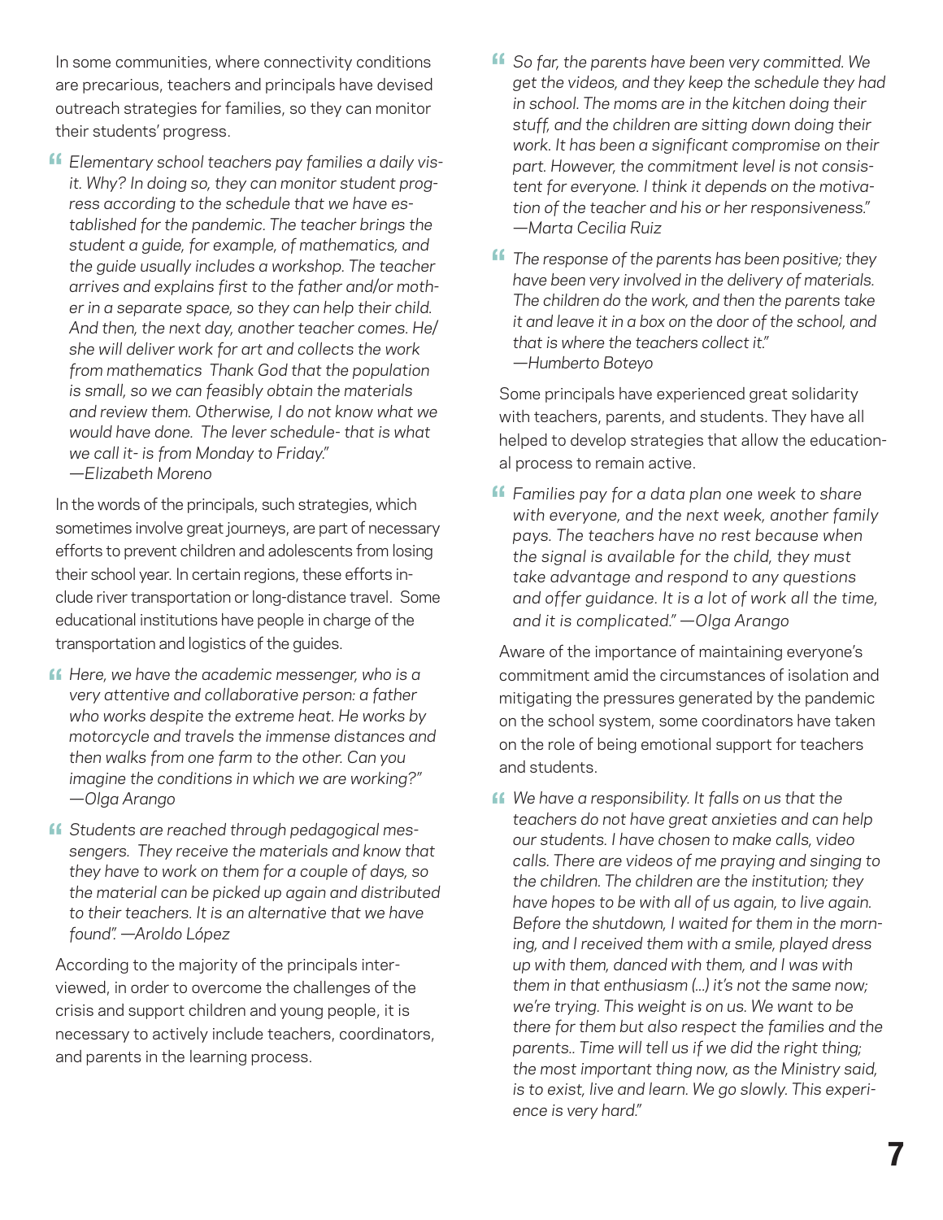In some communities, where connectivity conditions are precarious, teachers and principals have devised outreach strategies for families, so they can monitor their students' progress.

> *Elementary school teachers pay families a daily visit. Why? In doing so, they can monitor student progress according to the schedule that we have established for the pandemic. The teacher brings the student a guide, for example, of mathematics, and the guide usually includes a workshop. The teacher arrives and explains first to the father and/or mother in a separate space, so they can help their child. And then, the next day, another teacher comes. He/she will deliver work for art and collects the work from mathematics Thank God that the population is small, so we can feasibly obtain the materials and review them. Otherwise, I do not know what we would have done. The lever schedule- that is what we call it- is from Monday to Friday." —Elizabeth Moreno*

In the words of the principals, such strategies, which sometimes involve great journeys, are part of necessary efforts to prevent children and adolescents from losing their school year. In certain regions, these efforts include river transportation or long-distance travel. Some educational institutions have people in charge of the transportation and logistics of the guides.

> *Here, we have the academic messenger, who is a very attentive and collaborative person: a father who works despite the extreme heat. He works by motorcycle and travels the immense distances and then walks from one farm to the other. Can you imagine the conditions in which we are working?" —Olga Arango*

> *Students are reached through pedagogical messengers. They receive the materials and know that they have to work on them for a couple of days, so the material can be picked up again and distributed to their teachers. It is an alternative that we have found". —Aroldo López*

According to the majority of the principals interviewed, in order to overcome the challenges of the crisis and support children and young people, it is necessary to actively include teachers, coordinators, and parents in the learning process.

> *So far, the parents have been very committed. We get the videos, and they keep the schedule they had in school. The moms are in the kitchen doing their stuff, and the children are sitting down doing their work. It has been a significant compromise on their part. However, the commitment level is not consistent for everyone. I think it depends on the motivation of the teacher and his or her responsiveness." —Marta Cecilia Ruiz*

> *The response of the parents has been positive; they have been very involved in the delivery of materials. The children do the work, and then the parents take it and leave it in a box on the door of the school, and that is where the teachers collect it." —Humberto Boteyo*

Some principals have experienced great solidarity with teachers, parents, and students. They have all helped to develop strategies that allow the educational process to remain active.

> *Families pay for a data plan one week to share with everyone, and the next week, another family pays. The teachers have no rest because when the signal is available for the child, they must take advantage and respond to any questions and offer guidance. It is a lot of work all the time, and it is complicated." —Olga Arango*

Aware of the importance of maintaining everyone's commitment amid the circumstances of isolation and mitigating the pressures generated by the pandemic on the school system, some coordinators have taken on the role of being emotional support for teachers and students.

> *We have a responsibility. It falls on us that the teachers do not have great anxieties and can help our students. I have chosen to make calls, video calls. There are videos of me praying and singing to the children. The children are the institution; they have hopes to be with all of us again, to live again. Before the shutdown, I waited for them in the morning, and I received them with a smile, played dress up with them, danced with them, and I was with them in that enthusiasm (...) it's not the same now; we're trying. This weight is on us. We want to be there for them but also respect the families and the parents.. Time will tell us if we did the right thing; the most important thing now, as the Ministry said, is to exist, live and learn. We go slowly. This experience is very hard."*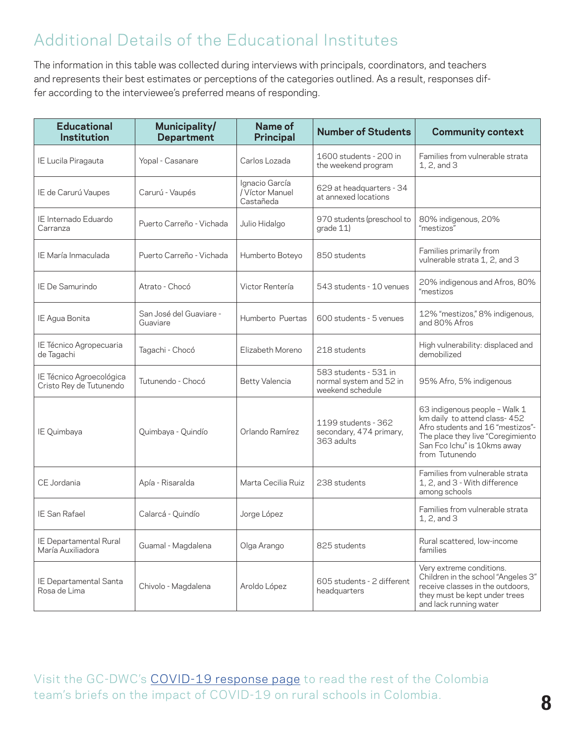## Additional Details of the Educational Institutes

The information in this table was collected during interviews with principals, coordinators, and teachers and represents their best estimates or perceptions of the categories outlined. As a result, responses differ according to the interviewee's preferred means of responding.

| Educational Institution | Municipality/ Department | Name of Principal | Number of Students | Community context |
|---|---|---|---|---|
| IE Lucila Piragauta | Yopal - Casanare | Carlos Lozada | 1600 students - 200 in the weekend program | Families from vulnerable strata 1, 2, and 3 |
| IE de Carurú Vaupes | Carurú - Vaupés | Ignacio García / Víctor Manuel Castañeda | 629 at headquarters - 34 at annexed locations | |
| IE Internado Eduardo Carranza | Puerto Carreño - Vichada | Julio Hidalgo | 970 students (preschool to grade 11) | 80% indigenous, 20% "mestizos" |
| IE María Inmaculada | Puerto Carreño - Vichada | Humberto Boteyo | 850 students | Families primarily from vulnerable strata 1, 2, and 3 |
| IE De Samurindo | Atrato - Chocó | Victor Rentería | 543 students - 10 venues | 20% indigenous and Afros, 80% "mestizos |
| IE Agua Bonita | San José del Guaviare - Guaviare | Humberto Puertas | 600 students - 5 venues | 12% "mestizos," 8% indigenous, and 80% Afros |
| IE Técnico Agropecuaria de Tagachi | Tagachi - Chocó | Elizabeth Moreno | 218 students | High vulnerability: displaced and demobilized |
| IE Técnico Agroecológica Cristo Rey de Tutunendo | Tutunendo - Chocó | Betty Valencia | 583 students - 531 in normal system and 52 in weekend schedule | 95% Afro, 5% indigenous |
| IE Quimbaya | Quimbaya - Quindío | Orlando Ramírez | 1199 students - 362 secondary, 474 primary, 363 adults | 63 indigenous people – Walk 1 km daily to attend class- 452 Afro students and 16 "mestizos"- The place they live "Coregimiento San Fco Ichu" is 10kms away from Tutunendo |
| CE Jordania | Apía - Risaralda | Marta Cecilia Ruiz | 238 students | Families from vulnerable strata 1, 2, and 3 - With difference among schools |
| IE San Rafael | Calarcá - Quindío | Jorge López | | Families from vulnerable strata 1, 2, and 3 |
| IE Departamental Rural María Auxiliadora | Guamal - Magdalena | Olga Arango | 825 students | Rural scattered, low-income families |
| IE Departamental Santa Rosa de Lima | Chivolo - Magdalena | Aroldo López | 605 students - 2 different headquarters | Very extreme conditions. Children in the school "Angeles 3" receive classes in the outdoors, they must be kept under trees and lack running water |

Visit the GC-DWC's [COVID-19 response page] to read the rest of the Colombia team's briefs on the impact of COVID-19 on rural schools in Colombia.